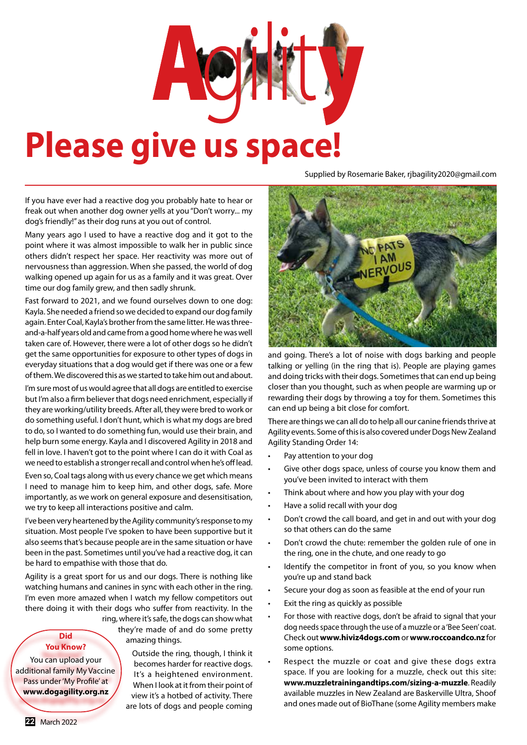# Agility

## Please give us space!

Supplied by Rosemarie Baker, rjbagility2020@gmail.com

If you have ever had a reactive dog you probably hate to hear or freak out when another dog owner yells at you "Don't worry... my dog's friendly!" as their dog runs at you out of control.

Many years ago I used to have a reactive dog and it got to the point where it was almost impossible to walk her in public since others didn't respect her space. Her reactivity was more out of nervousness than aggression. When she passed, the world of dog walking opened up again for us as a family and it was great. Over time our dog family grew, and then sadly shrunk.

Fast forward to 2021, and we found ourselves down to one dog: Kayla. She needed a friend so we decided to expand our dog family again. Enter Coal, Kayla's brother from the same litter. He was three-and-a-half years old and came from a good home where he was well taken care of. However, there were a lot of other dogs so he didn't get the same opportunities for exposure to other types of dogs in everyday situations that a dog would get if there was one or a few of them. We discovered this as we started to take him out and about.

I'm sure most of us would agree that all dogs are entitled to exercise but I'm also a firm believer that dogs need enrichment, especially if they are working/utility breeds. After all, they were bred to work or do something useful. I don't hunt, which is what my dogs are bred to do, so I wanted to do something fun, would use their brain, and help burn some energy. Kayla and I discovered Agility in 2018 and fell in love. I haven't got to the point where I can do it with Coal as we need to establish a stronger recall and control when he's off lead.

Even so, Coal tags along with us every chance we get which means I need to manage him to keep him, and other dogs, safe. More importantly, as we work on general exposure and desensitisation, we try to keep all interactions positive and calm.

I've been very heartened by the Agility community's response to my situation. Most people I've spoken to have been supportive but it also seems that's because people are in the same situation or have been in the past. Sometimes until you've had a reactive dog, it can be hard to empathise with those that do.

Agility is a great sport for us and our dogs. There is nothing like watching humans and canines in sync with each other in the ring. I'm even more amazed when I watch my fellow competitors out there doing it with their dogs who suffer from reactivity. In the ring, where it's safe, the dogs can show what they're made of and do some pretty amazing things.

Outside the ring, though, I think it becomes harder for reactive dogs. It's a heightened environment. When I look at it from their point of view it's a hotbed of activity. There are lots of dogs and people coming and going. There's a lot of noise with dogs barking and people talking or yelling (in the ring that is). People are playing games and doing tricks with their dogs. Sometimes that can end up being closer than you thought, such as when people are warming up or rewarding their dogs by throwing a toy for them. Sometimes this can end up being a bit close for comfort.

There are things we can all do to help all our canine friends thrive at Agility events. Some of this is also covered under Dogs New Zealand Agility Standing Order 14:

- Pay attention to your dog
- Give other dogs space, unless of course you know them and you've been invited to interact with them
- Think about where and how you play with your dog
- Have a solid recall with your dog
- Don't crowd the call board, and get in and out with your dog so that others can do the same
- Don't crowd the chute: remember the golden rule of one in the ring, one in the chute, and one ready to go
- Identify the competitor in front of you, so you know when you're up and stand back
- Secure your dog as soon as feasible at the end of your run
- Exit the ring as quickly as possible
- For those with reactive dogs, don't be afraid to signal that your dog needs space through the use of a muzzle or a 'Bee Seen' coat. Check out **www.hiviz4dogs.com** or **www.roccoandco.nz** for some options.
- Respect the muzzle or coat and give these dogs extra space. If you are looking for a muzzle, check out this site: **www.muzzletrainingandtips.com/sizing-a-muzzle**. Readily available muzzles in New Zealand are Baskerville Ultra, Shoof and ones made out of BioThane (some Agility members make

**Did You Know?**

You can upload your additional family My Vaccine Pass under 'My Profile' at **www.dogagility.org.nz**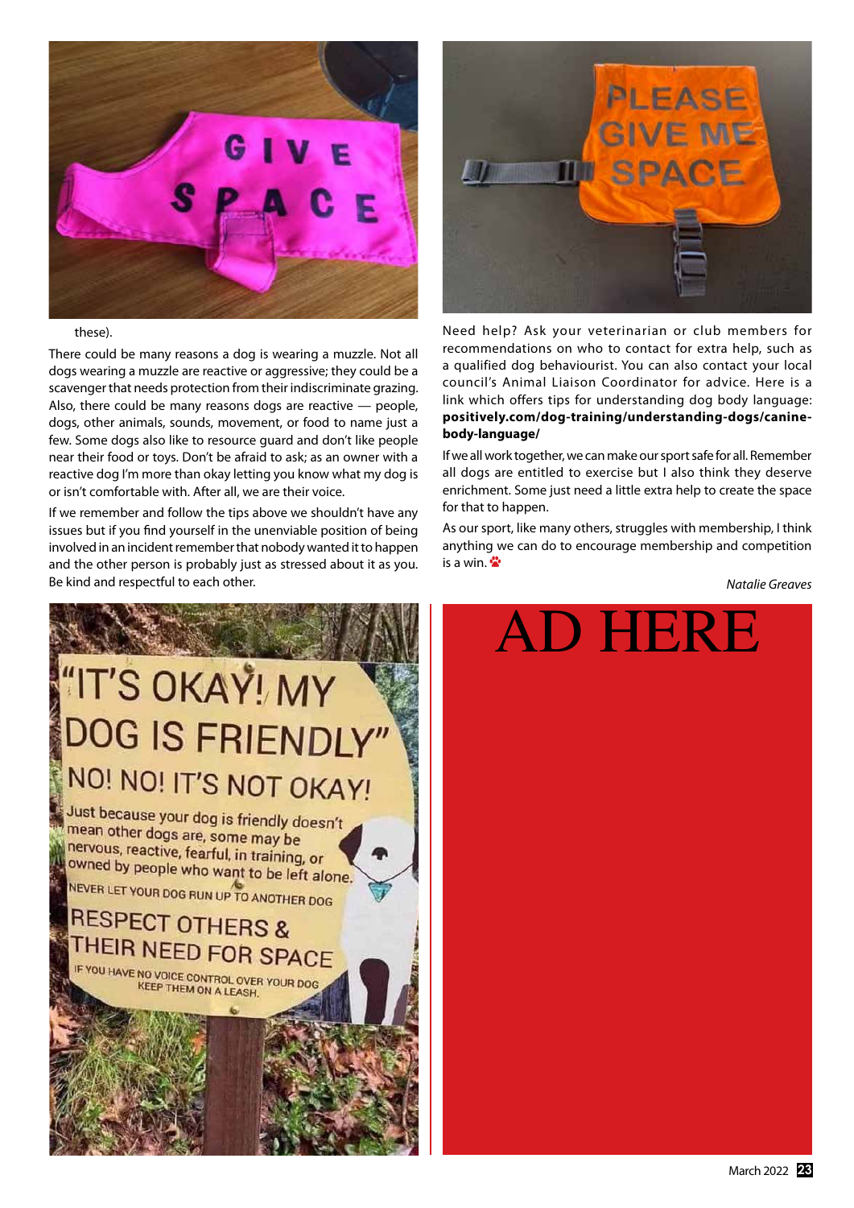these).

There could be many reasons a dog is wearing a muzzle. Not all dogs wearing a muzzle are reactive or aggressive; they could be a scavenger that needs protection from their indiscriminate grazing. Also, there could be many reasons dogs are reactive — people, dogs, other animals, sounds, movement, or food to name just a few. Some dogs also like to resource guard and don't like people near their food or toys. Don't be afraid to ask; as an owner with a reactive dog I'm more than okay letting you know what my dog is or isn't comfortable with. After all, we are their voice.

If we remember and follow the tips above we shouldn't have any issues but if you find yourself in the unenviable position of being involved in an incident remember that nobody wanted it to happen and the other person is probably just as stressed about it as you. Be kind and respectful to each other.

Need help? Ask your veterinarian or club members for recommendations on who to contact for extra help, such as a qualified dog behaviourist. You can also contact your local council's Animal Liaison Coordinator for advice. Here is a link which offers tips for understanding dog body language: **positively.com/dog-training/understanding-dogs/canine-body-language/**

If we all work together, we can make our sport safe for all. Remember all dogs are entitled to exercise but I also think they deserve enrichment. Some just need a little extra help to create the space for that to happen.

As our sport, like many others, struggles with membership, I think anything we can do to encourage membership and competition is a win.

*Natalie Greaves*

AD HERE